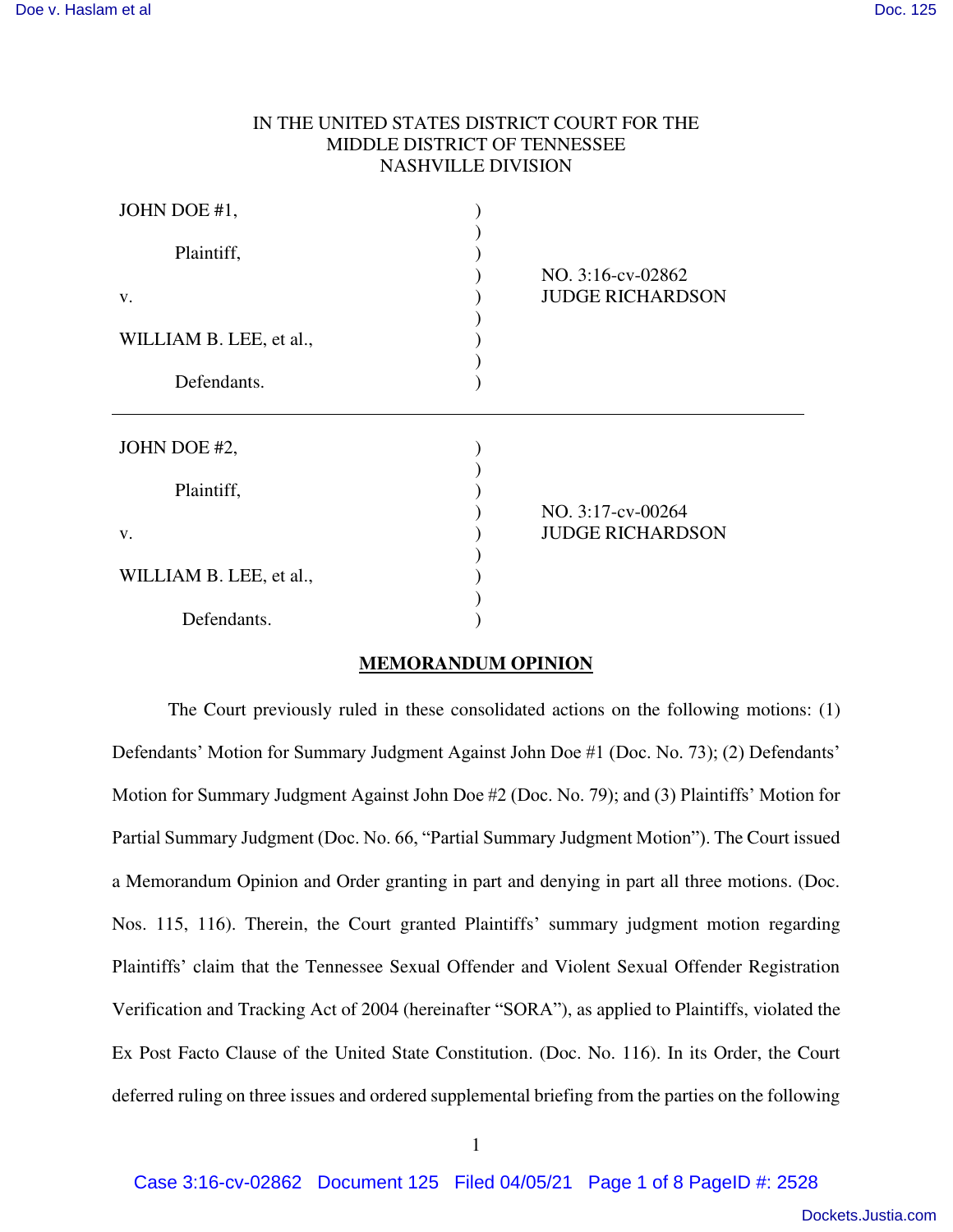IN THE UNITED STATES DISTRICT COURT FOR THE
MIDDLE DISTRICT OF TENNESSEE
NASHVILLE DIVISION

| | | |
|---|---|---|
| JOHN DOE #1,<br><br>Plaintiff,<br><br>v.<br><br>WILLIAM B. LEE, et al.,<br><br>Defendants. | ) | NO. 3:16-cv-02862<br>JUDGE RICHARDSON |

| | | |
|---|---|---|
| JOHN DOE #2,<br><br>Plaintiff,<br><br>v.<br><br>WILLIAM B. LEE, et al.,<br><br>Defendants. | ) | NO. 3:17-cv-00264<br>JUDGE RICHARDSON |

**MEMORANDUM OPINION**

The Court previously ruled in these consolidated actions on the following motions: (1) Defendants' Motion for Summary Judgment Against John Doe #1 (Doc. No. 73); (2) Defendants' Motion for Summary Judgment Against John Doe #2 (Doc. No. 79); and (3) Plaintiffs' Motion for Partial Summary Judgment (Doc. No. 66, "Partial Summary Judgment Motion"). The Court issued a Memorandum Opinion and Order granting in part and denying in part all three motions. (Doc. Nos. 115, 116). Therein, the Court granted Plaintiffs' summary judgment motion regarding Plaintiffs' claim that the Tennessee Sexual Offender and Violent Sexual Offender Registration Verification and Tracking Act of 2004 (hereinafter "SORA"), as applied to Plaintiffs, violated the Ex Post Facto Clause of the United State Constitution. (Doc. No. 116). In its Order, the Court deferred ruling on three issues and ordered supplemental briefing from the parties on the following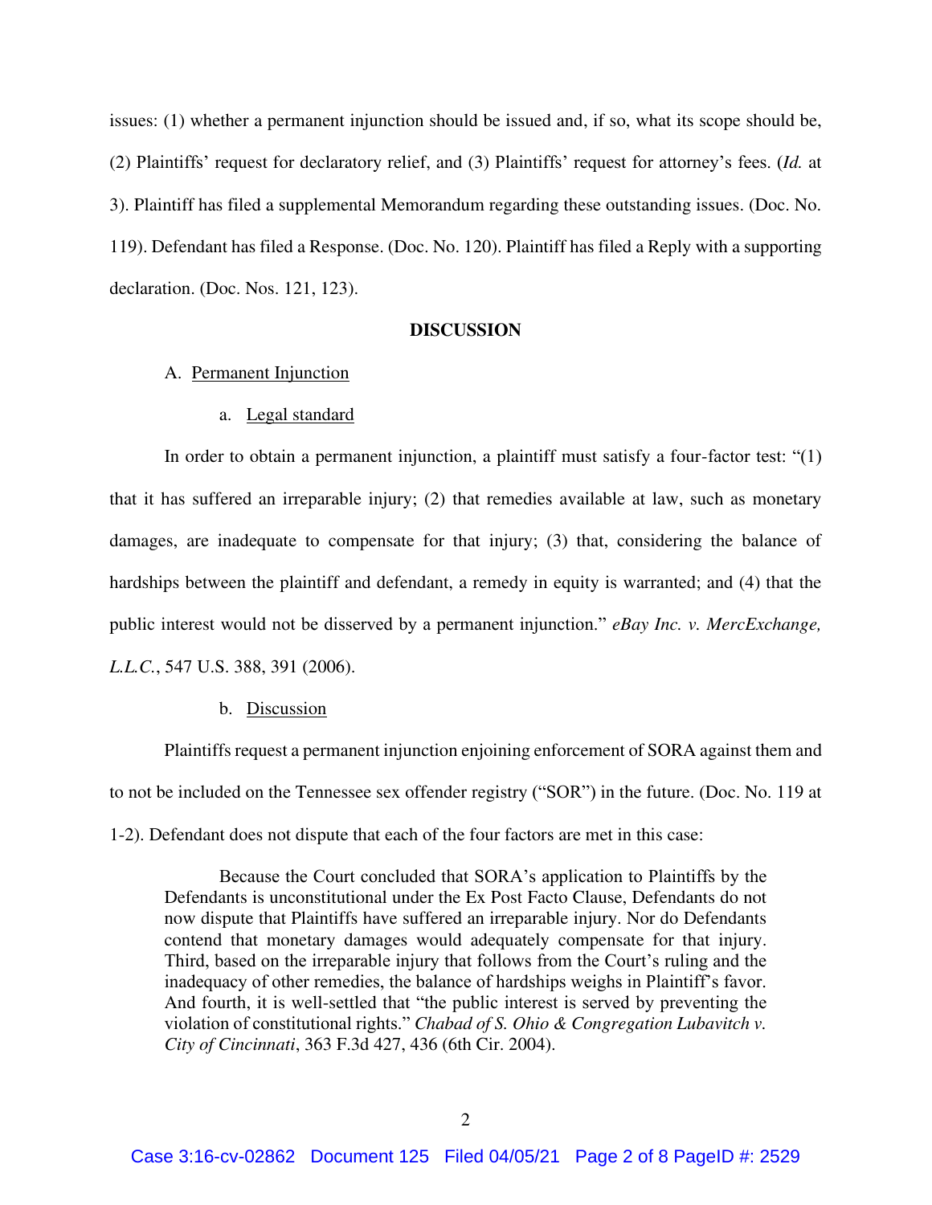issues: (1) whether a permanent injunction should be issued and, if so, what its scope should be, (2) Plaintiffs' request for declaratory relief, and (3) Plaintiffs' request for attorney's fees. (*Id.* at 3). Plaintiff has filed a supplemental Memorandum regarding these outstanding issues. (Doc. No. 119). Defendant has filed a Response. (Doc. No. 120). Plaintiff has filed a Reply with a supporting declaration. (Doc. Nos. 121, 123).

## DISCUSSION

### A. Permanent Injunction

#### a. Legal standard

In order to obtain a permanent injunction, a plaintiff must satisfy a four-factor test: "(1) that it has suffered an irreparable injury; (2) that remedies available at law, such as monetary damages, are inadequate to compensate for that injury; (3) that, considering the balance of hardships between the plaintiff and defendant, a remedy in equity is warranted; and (4) that the public interest would not be disserved by a permanent injunction." *eBay Inc. v. MercExchange, L.L.C.*, 547 U.S. 388, 391 (2006).

#### b. Discussion

Plaintiffs request a permanent injunction enjoining enforcement of SORA against them and to not be included on the Tennessee sex offender registry ("SOR") in the future. (Doc. No. 119 at 1-2). Defendant does not dispute that each of the four factors are met in this case:

> Because the Court concluded that SORA's application to Plaintiffs by the Defendants is unconstitutional under the Ex Post Facto Clause, Defendants do not now dispute that Plaintiffs have suffered an irreparable injury. Nor do Defendants contend that monetary damages would adequately compensate for that injury. Third, based on the irreparable injury that follows from the Court's ruling and the inadequacy of other remedies, the balance of hardships weighs in Plaintiff's favor. And fourth, it is well-settled that "the public interest is served by preventing the violation of constitutional rights." *Chabad of S. Ohio & Congregation Lubavitch v. City of Cincinnati*, 363 F.3d 427, 436 (6th Cir. 2004).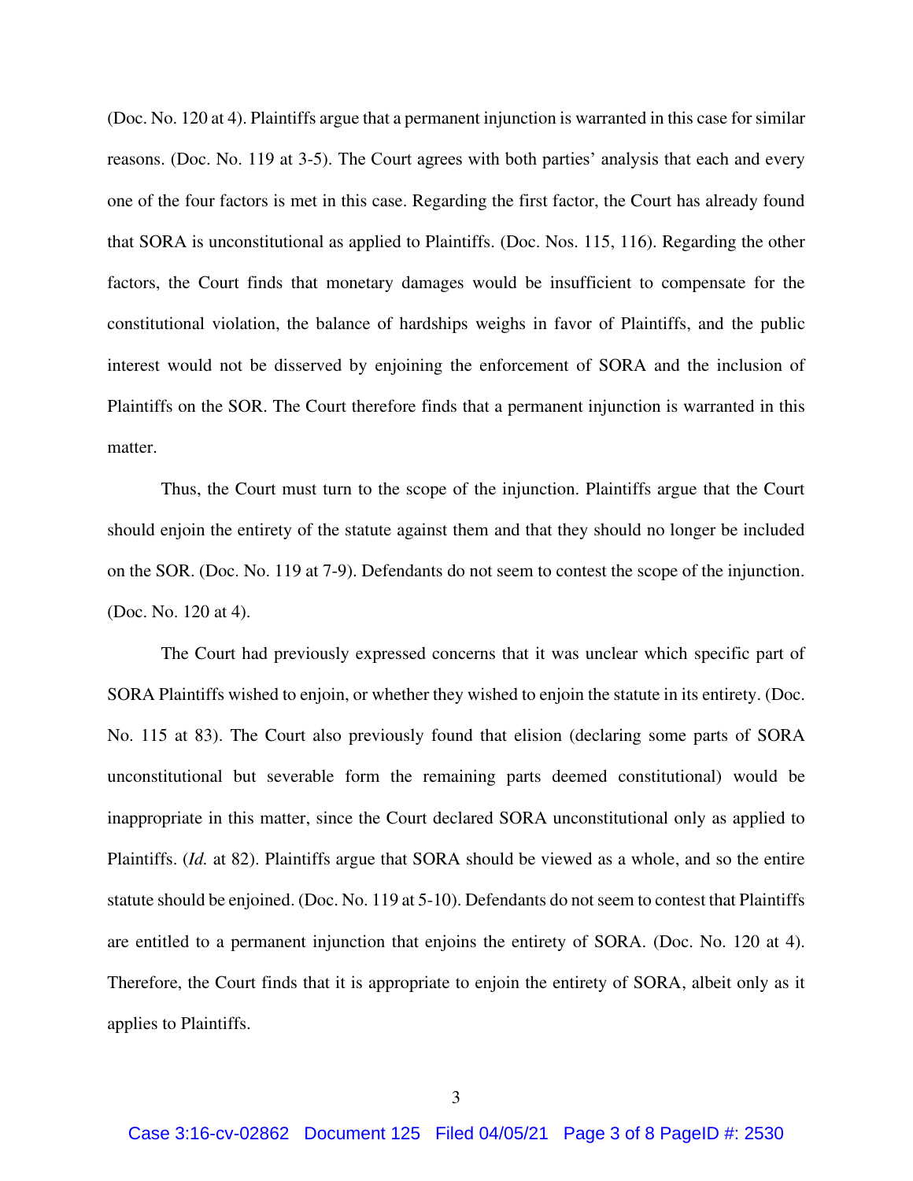(Doc. No. 120 at 4). Plaintiffs argue that a permanent injunction is warranted in this case for similar reasons. (Doc. No. 119 at 3-5). The Court agrees with both parties' analysis that each and every one of the four factors is met in this case. Regarding the first factor, the Court has already found that SORA is unconstitutional as applied to Plaintiffs. (Doc. Nos. 115, 116). Regarding the other factors, the Court finds that monetary damages would be insufficient to compensate for the constitutional violation, the balance of hardships weighs in favor of Plaintiffs, and the public interest would not be disserved by enjoining the enforcement of SORA and the inclusion of Plaintiffs on the SOR. The Court therefore finds that a permanent injunction is warranted in this matter.

Thus, the Court must turn to the scope of the injunction. Plaintiffs argue that the Court should enjoin the entirety of the statute against them and that they should no longer be included on the SOR. (Doc. No. 119 at 7-9). Defendants do not seem to contest the scope of the injunction. (Doc. No. 120 at 4).

The Court had previously expressed concerns that it was unclear which specific part of SORA Plaintiffs wished to enjoin, or whether they wished to enjoin the statute in its entirety. (Doc. No. 115 at 83). The Court also previously found that elision (declaring some parts of SORA unconstitutional but severable form the remaining parts deemed constitutional) would be inappropriate in this matter, since the Court declared SORA unconstitutional only as applied to Plaintiffs. (*Id.* at 82). Plaintiffs argue that SORA should be viewed as a whole, and so the entire statute should be enjoined. (Doc. No. 119 at 5-10). Defendants do not seem to contest that Plaintiffs are entitled to a permanent injunction that enjoins the entirety of SORA. (Doc. No. 120 at 4). Therefore, the Court finds that it is appropriate to enjoin the entirety of SORA, albeit only as it applies to Plaintiffs.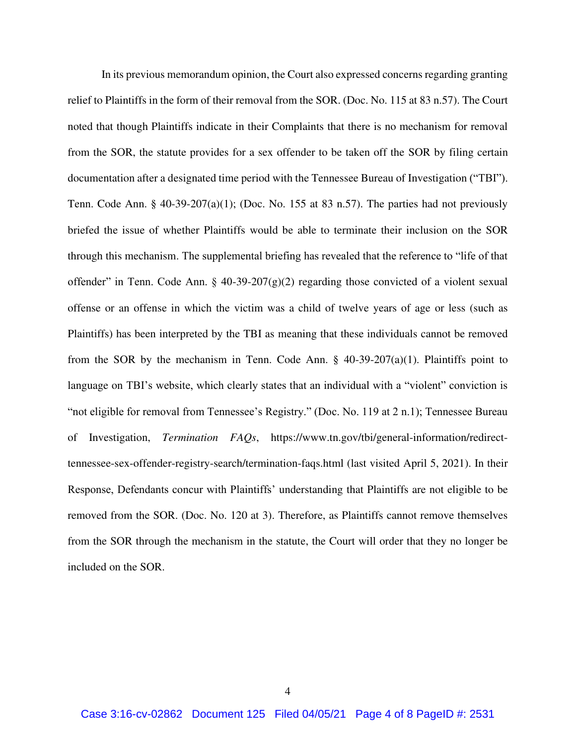In its previous memorandum opinion, the Court also expressed concerns regarding granting relief to Plaintiffs in the form of their removal from the SOR. (Doc. No. 115 at 83 n.57). The Court noted that though Plaintiffs indicate in their Complaints that there is no mechanism for removal from the SOR, the statute provides for a sex offender to be taken off the SOR by filing certain documentation after a designated time period with the Tennessee Bureau of Investigation ("TBI"). Tenn. Code Ann. § 40-39-207(a)(1); (Doc. No. 155 at 83 n.57). The parties had not previously briefed the issue of whether Plaintiffs would be able to terminate their inclusion on the SOR through this mechanism. The supplemental briefing has revealed that the reference to "life of that offender" in Tenn. Code Ann. § 40-39-207(g)(2) regarding those convicted of a violent sexual offense or an offense in which the victim was a child of twelve years of age or less (such as Plaintiffs) has been interpreted by the TBI as meaning that these individuals cannot be removed from the SOR by the mechanism in Tenn. Code Ann. § 40-39-207(a)(1). Plaintiffs point to language on TBI's website, which clearly states that an individual with a "violent" conviction is "not eligible for removal from Tennessee's Registry." (Doc. No. 119 at 2 n.1); Tennessee Bureau of Investigation, *Termination FAQs*, https://www.tn.gov/tbi/general-information/redirect-tennessee-sex-offender-registry-search/termination-faqs.html (last visited April 5, 2021). In their Response, Defendants concur with Plaintiffs' understanding that Plaintiffs are not eligible to be removed from the SOR. (Doc. No. 120 at 3). Therefore, as Plaintiffs cannot remove themselves from the SOR through the mechanism in the statute, the Court will order that they no longer be included on the SOR.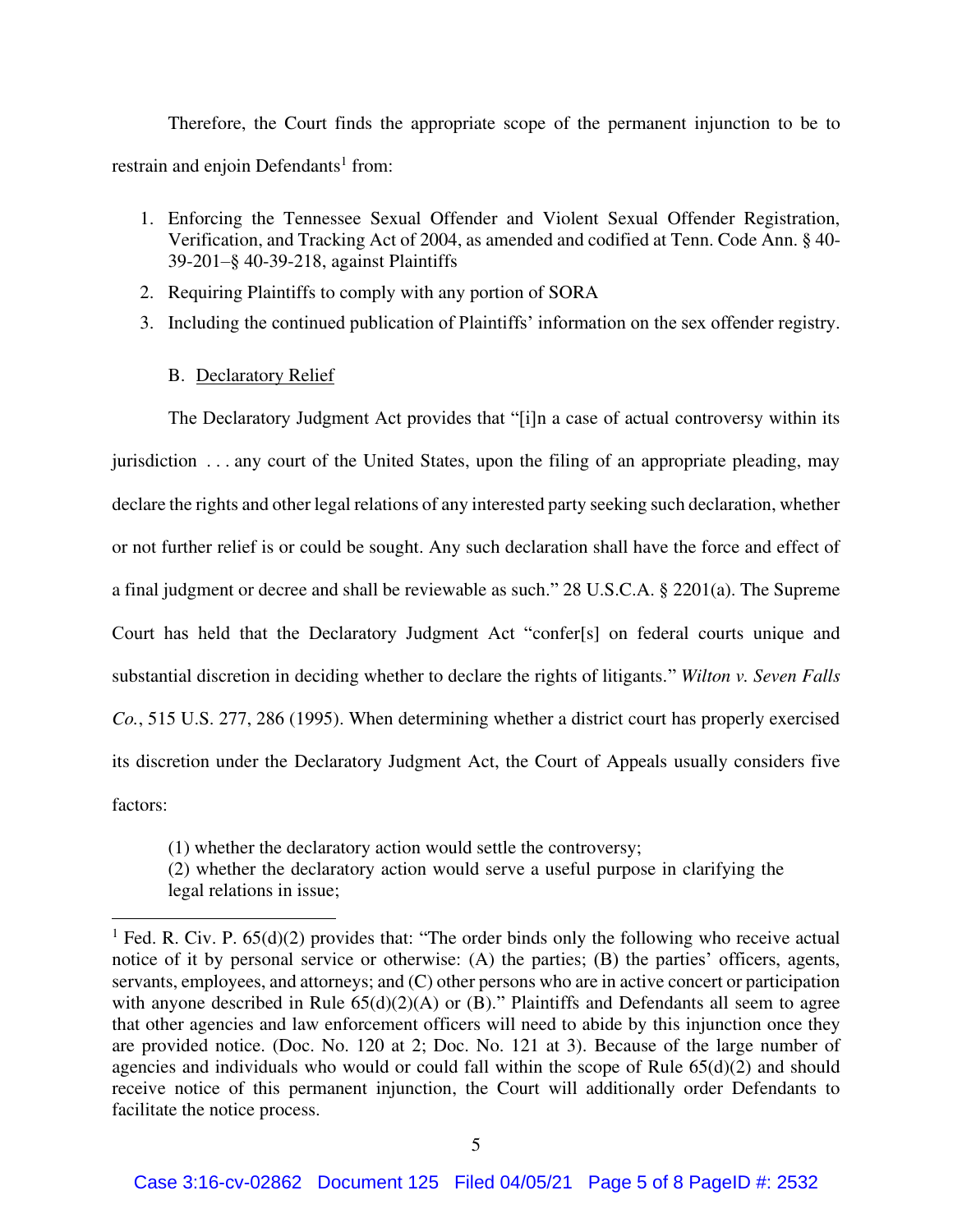Therefore, the Court finds the appropriate scope of the permanent injunction to be to restrain and enjoin Defendants[1] from:

1. Enforcing the Tennessee Sexual Offender and Violent Sexual Offender Registration, Verification, and Tracking Act of 2004, as amended and codified at Tenn. Code Ann. § 40-39-201–§ 40-39-218, against Plaintiffs
2. Requiring Plaintiffs to comply with any portion of SORA
3. Including the continued publication of Plaintiffs' information on the sex offender registry.

B. Declaratory Relief

The Declaratory Judgment Act provides that "[i]n a case of actual controversy within its jurisdiction . . . any court of the United States, upon the filing of an appropriate pleading, may declare the rights and other legal relations of any interested party seeking such declaration, whether or not further relief is or could be sought. Any such declaration shall have the force and effect of a final judgment or decree and shall be reviewable as such." 28 U.S.C.A. § 2201(a). The Supreme Court has held that the Declaratory Judgment Act "confer[s] on federal courts unique and substantial discretion in deciding whether to declare the rights of litigants." *Wilton v. Seven Falls Co.*, 515 U.S. 277, 286 (1995). When determining whether a district court has properly exercised its discretion under the Declaratory Judgment Act, the Court of Appeals usually considers five factors:

> (1) whether the declaratory action would settle the controversy;
> (2) whether the declaratory action would serve a useful purpose in clarifying the legal relations in issue;

[1] Fed. R. Civ. P. 65(d)(2) provides that: "The order binds only the following who receive actual notice of it by personal service or otherwise: (A) the parties; (B) the parties' officers, agents, servants, employees, and attorneys; and (C) other persons who are in active concert or participation with anyone described in Rule 65(d)(2)(A) or (B)." Plaintiffs and Defendants all seem to agree that other agencies and law enforcement officers will need to abide by this injunction once they are provided notice. (Doc. No. 120 at 2; Doc. No. 121 at 3). Because of the large number of agencies and individuals who would or could fall within the scope of Rule 65(d)(2) and should receive notice of this permanent injunction, the Court will additionally order Defendants to facilitate the notice process.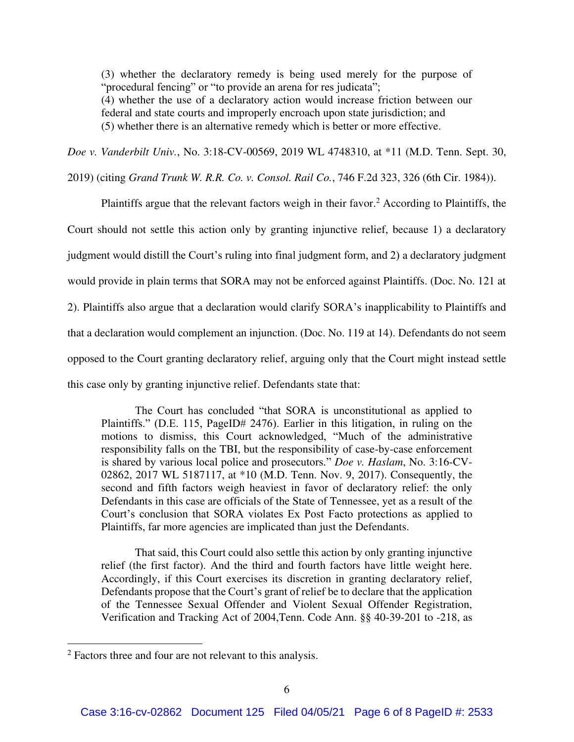> (3) whether the declaratory remedy is being used merely for the purpose of "procedural fencing" or "to provide an arena for res judicata";
> (4) whether the use of a declaratory action would increase friction between our federal and state courts and improperly encroach upon state jurisdiction; and
> (5) whether there is an alternative remedy which is better or more effective.

*Doe v. Vanderbilt Univ.*, No. 3:18-CV-00569, 2019 WL 4748310, at *11 (M.D. Tenn. Sept. 30, 2019) (citing *Grand Trunk W. R.R. Co. v. Consol. Rail Co.*, 746 F.2d 323, 326 (6th Cir. 1984)).

Plaintiffs argue that the relevant factors weigh in their favor.[2] According to Plaintiffs, the Court should not settle this action only by granting injunctive relief, because 1) a declaratory judgment would distill the Court's ruling into final judgment form, and 2) a declaratory judgment would provide in plain terms that SORA may not be enforced against Plaintiffs. (Doc. No. 121 at 2). Plaintiffs also argue that a declaration would clarify SORA's inapplicability to Plaintiffs and that a declaration would complement an injunction. (Doc. No. 119 at 14). Defendants do not seem opposed to the Court granting declaratory relief, arguing only that the Court might instead settle this case only by granting injunctive relief. Defendants state that:

> The Court has concluded "that SORA is unconstitutional as applied to Plaintiffs." (D.E. 115, PageID# 2476). Earlier in this litigation, in ruling on the motions to dismiss, this Court acknowledged, "Much of the administrative responsibility falls on the TBI, but the responsibility of case-by-case enforcement is shared by various local police and prosecutors." *Doe v. Haslam*, No. 3:16-CV-02862, 2017 WL 5187117, at *10 (M.D. Tenn. Nov. 9, 2017). Consequently, the second and fifth factors weigh heaviest in favor of declaratory relief: the only Defendants in this case are officials of the State of Tennessee, yet as a result of the Court's conclusion that SORA violates Ex Post Facto protections as applied to Plaintiffs, far more agencies are implicated than just the Defendants.
>
> That said, this Court could also settle this action by only granting injunctive relief (the first factor). And the third and fourth factors have little weight here. Accordingly, if this Court exercises its discretion in granting declaratory relief, Defendants propose that the Court's grant of relief be to declare that the application of the Tennessee Sexual Offender and Violent Sexual Offender Registration, Verification and Tracking Act of 2004,Tenn. Code Ann. §§ 40-39-201 to -218, as

---

[2] Factors three and four are not relevant to this analysis.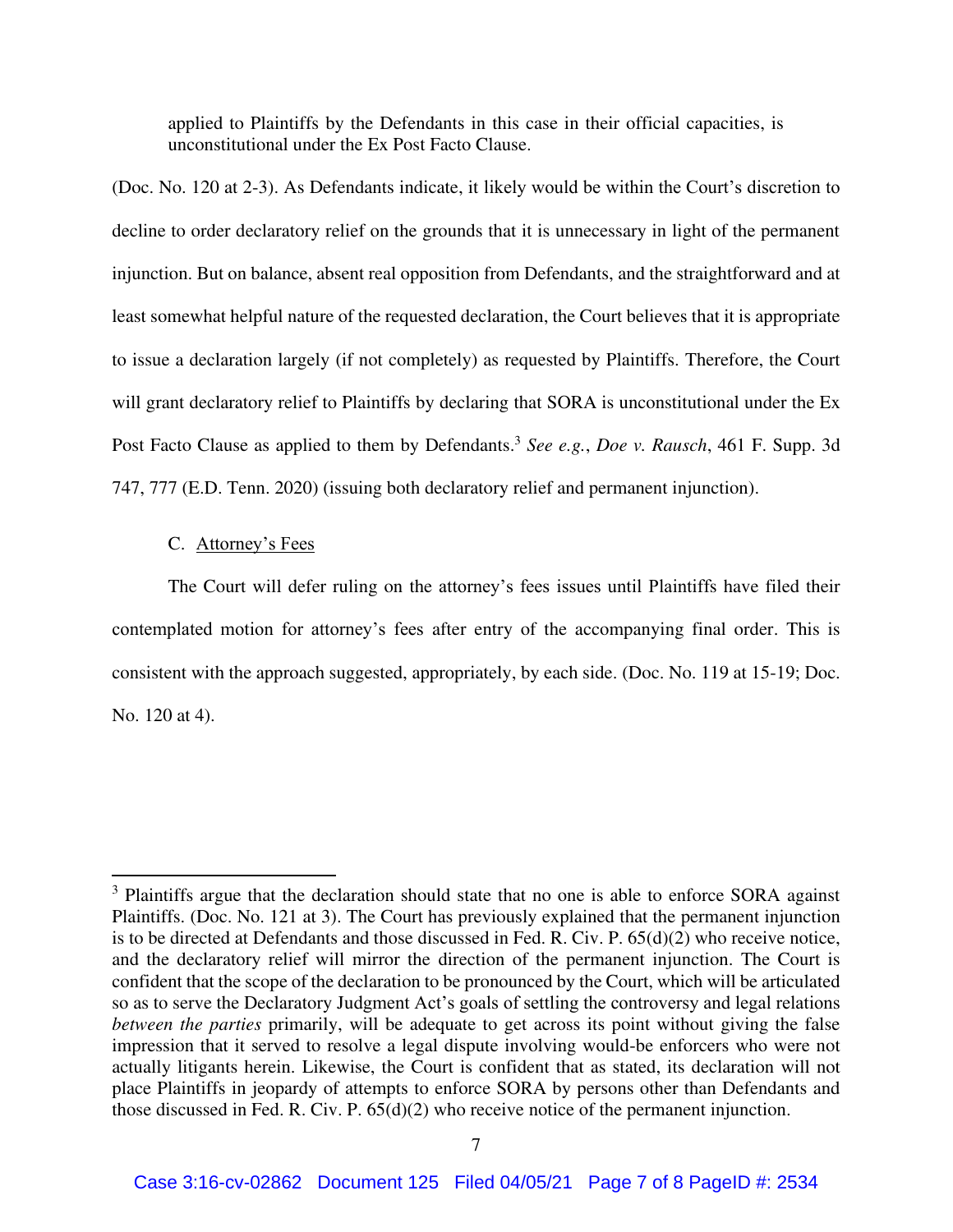> applied to Plaintiffs by the Defendants in this case in their official capacities, is unconstitutional under the Ex Post Facto Clause.

(Doc. No. 120 at 2-3). As Defendants indicate, it likely would be within the Court's discretion to decline to order declaratory relief on the grounds that it is unnecessary in light of the permanent injunction. But on balance, absent real opposition from Defendants, and the straightforward and at least somewhat helpful nature of the requested declaration, the Court believes that it is appropriate to issue a declaration largely (if not completely) as requested by Plaintiffs. Therefore, the Court will grant declaratory relief to Plaintiffs by declaring that SORA is unconstitutional under the Ex Post Facto Clause as applied to them by Defendants.[3] *See e.g.*, *Doe v. Rausch*, 461 F. Supp. 3d 747, 777 (E.D. Tenn. 2020) (issuing both declaratory relief and permanent injunction).

### C. Attorney's Fees

The Court will defer ruling on the attorney's fees issues until Plaintiffs have filed their contemplated motion for attorney's fees after entry of the accompanying final order. This is consistent with the approach suggested, appropriately, by each side. (Doc. No. 119 at 15-19; Doc. No. 120 at 4).

---

[3] Plaintiffs argue that the declaration should state that no one is able to enforce SORA against Plaintiffs. (Doc. No. 121 at 3). The Court has previously explained that the permanent injunction is to be directed at Defendants and those discussed in Fed. R. Civ. P. 65(d)(2) who receive notice, and the declaratory relief will mirror the direction of the permanent injunction. The Court is confident that the scope of the declaration to be pronounced by the Court, which will be articulated so as to serve the Declaratory Judgment Act's goals of settling the controversy and legal relations *between the parties* primarily, will be adequate to get across its point without giving the false impression that it served to resolve a legal dispute involving would-be enforcers who were not actually litigants herein. Likewise, the Court is confident that as stated, its declaration will not place Plaintiffs in jeopardy of attempts to enforce SORA by persons other than Defendants and those discussed in Fed. R. Civ. P. 65(d)(2) who receive notice of the permanent injunction.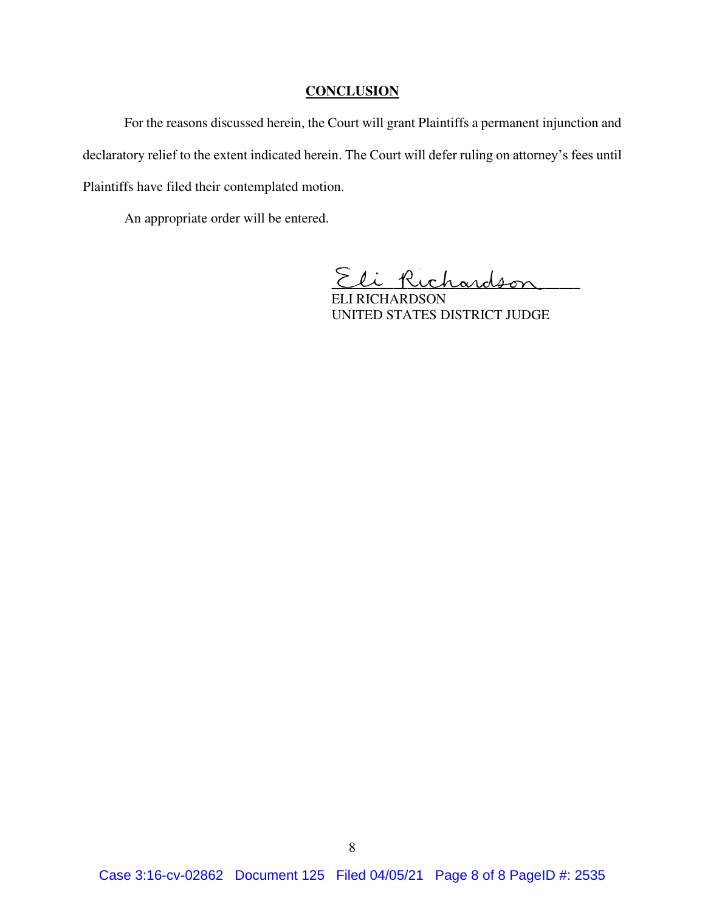## CONCLUSION

For the reasons discussed herein, the Court will grant Plaintiffs a permanent injunction and declaratory relief to the extent indicated herein. The Court will defer ruling on attorney's fees until Plaintiffs have filed their contemplated motion.

An appropriate order will be entered.

Eli Richardson
ELI RICHARDSON
UNITED STATES DISTRICT JUDGE